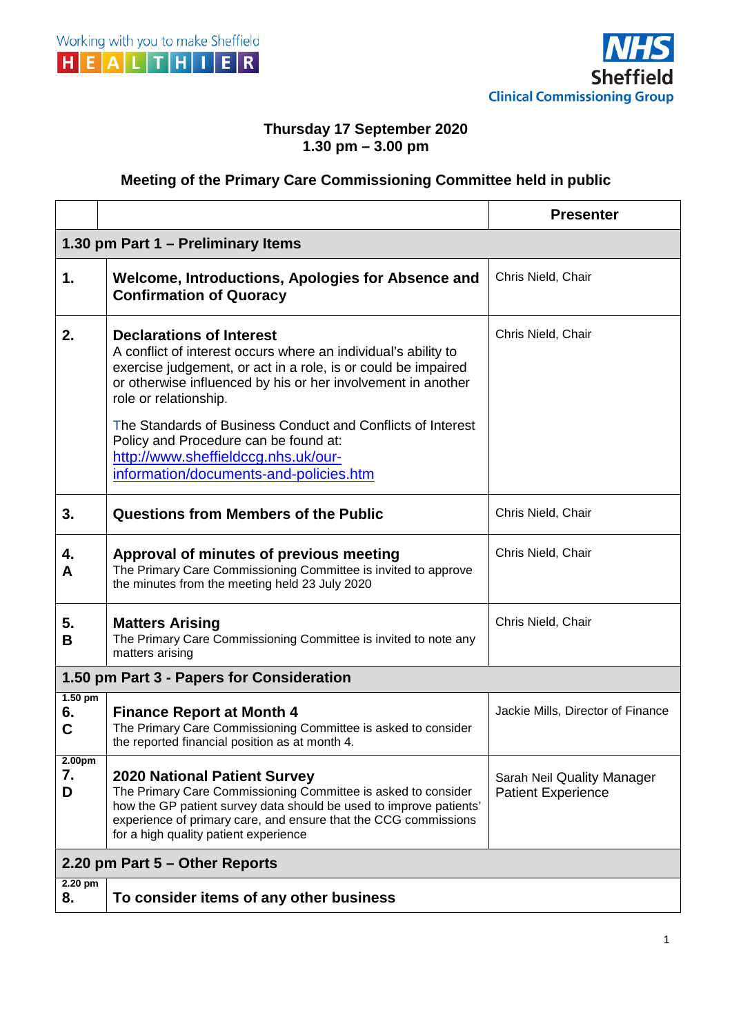Working with you to make Sheffield HEALTHIER

NHS Sheffield Clinical Commissioning Group

**Thursday 17 September 2020**
**1.30 pm – 3.00 pm**

## Meeting of the Primary Care Commissioning Committee held in public

| | | **Presenter** |
|---|---|---|
| **1.30 pm Part 1 – Preliminary Items** | | |
| **1.** | **Welcome, Introductions, Apologies for Absence and Confirmation of Quoracy** | Chris Nield, Chair |
| **2.** | **Declarations of Interest**<br>A conflict of interest occurs where an individual's ability to exercise judgement, or act in a role, is or could be impaired or otherwise influenced by his or her involvement in another role or relationship.<br><br>The Standards of Business Conduct and Conflicts of Interest Policy and Procedure can be found at: http://www.sheffieldccg.nhs.uk/our-information/documents-and-policies.htm | Chris Nield, Chair |
| **3.** | **Questions from Members of the Public** | Chris Nield, Chair |
| **4.**<br>**A** | **Approval of minutes of previous meeting**<br>The Primary Care Commissioning Committee is invited to approve the minutes from the meeting held 23 July 2020 | Chris Nield, Chair |
| **5.**<br>**B** | **Matters Arising**<br>The Primary Care Commissioning Committee is invited to note any matters arising | Chris Nield, Chair |
| **1.50 pm Part 3 - Papers for Consideration** | | |
| **1.50 pm**<br>**6.**<br>**C** | **Finance Report at Month 4**<br>The Primary Care Commissioning Committee is asked to consider the reported financial position as at month 4. | Jackie Mills, Director of Finance |
| **2.00pm**<br>**7.**<br>**D** | **2020 National Patient Survey**<br>The Primary Care Commissioning Committee is asked to consider how the GP patient survey data should be used to improve patients' experience of primary care, and ensure that the CCG commissions for a high quality patient experience | Sarah Neil Quality Manager Patient Experience |
| **2.20 pm Part 5 – Other Reports** | | |
| **2.20 pm**<br>**8.** | **To consider items of any other business** | |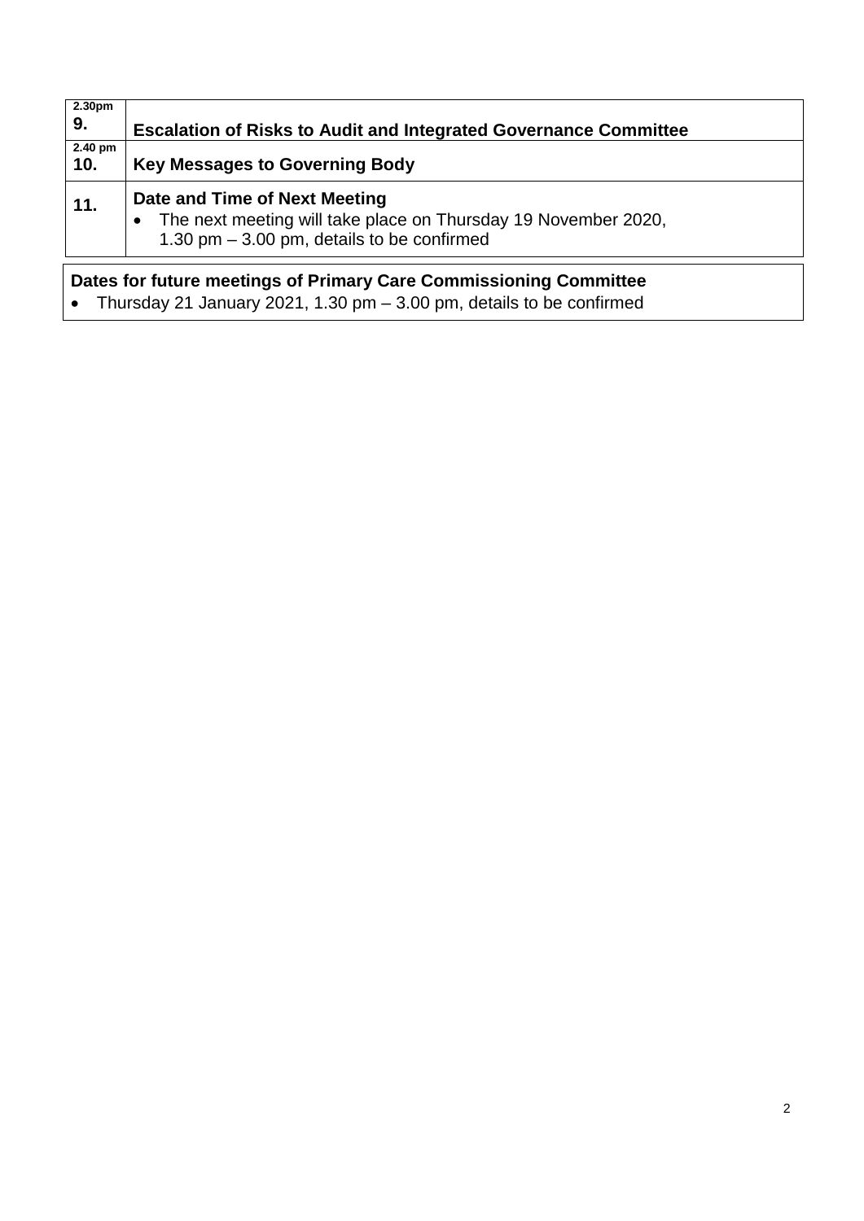| | |
|---|---|
| 2.30pm<br>**9.** | **Escalation of Risks to Audit and Integrated Governance Committee** |
| 2.40 pm<br>**10.** | **Key Messages to Governing Body** |
| **11.** | **Date and Time of Next Meeting**<br>• The next meeting will take place on Thursday 19 November 2020, 1.30 pm – 3.00 pm, details to be confirmed |

**Dates for future meetings of Primary Care Commissioning Committee**

- Thursday 21 January 2021, 1.30 pm – 3.00 pm, details to be confirmed